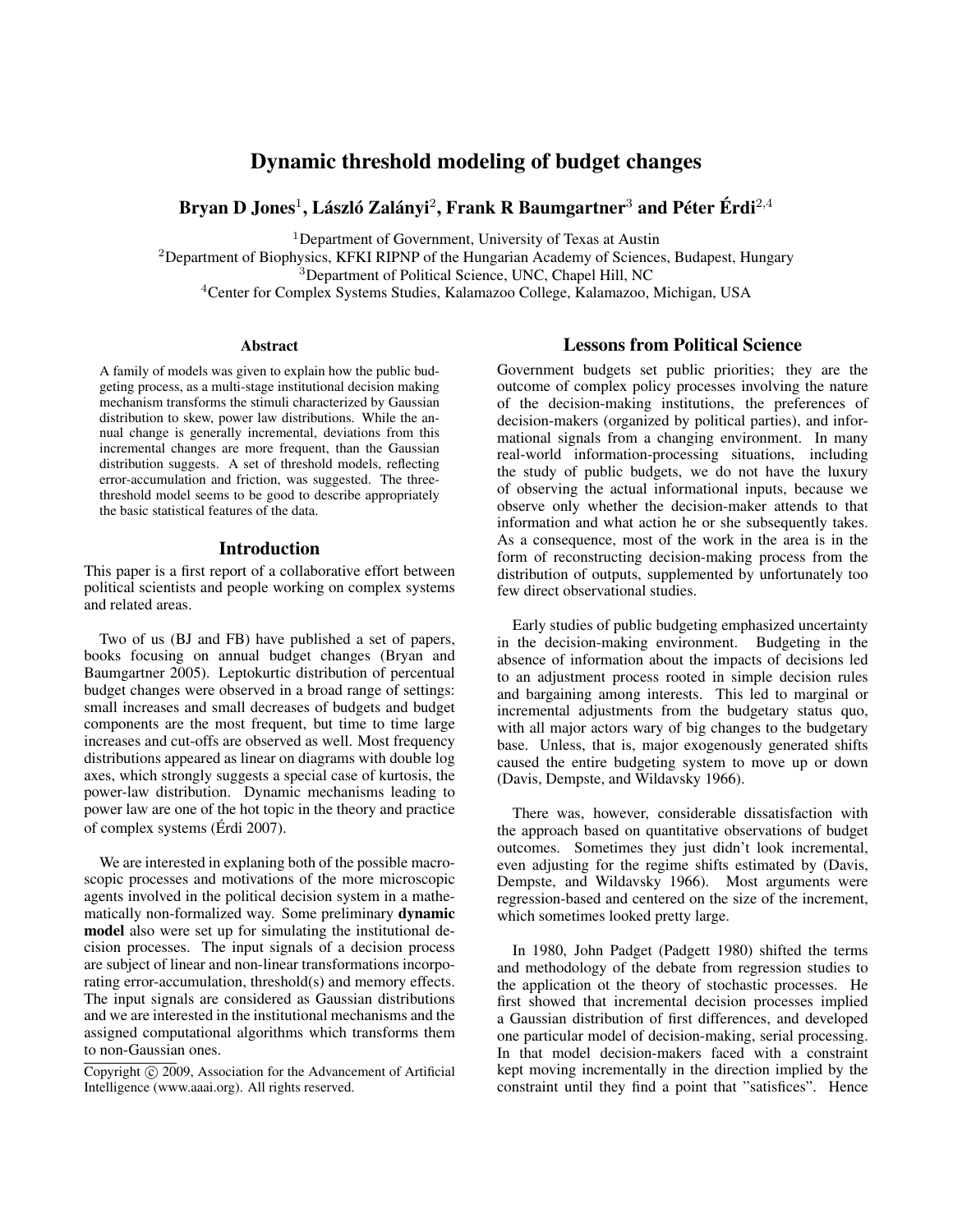# Dynamic threshold modeling of budget changes

**Bryan D Jones[1], László Zalányi[2], Frank R Baumgartner[3] and Péter Érdi[2,4]**

[1]Department of Government, University of Texas at Austin
[2]Department of Biophysics, KFKI RIPNP of the Hungarian Academy of Sciences, Budapest, Hungary
[3]Department of Political Science, UNC, Chapel Hill, NC
[4]Center for Complex Systems Studies, Kalamazoo College, Kalamazoo, Michigan, USA

## Abstract

A family of models was given to explain how the public budgeting process, as a multi-stage institutional decision making mechanism transforms the stimuli characterized by Gaussian distribution to skew, power law distributions. While the annual change is generally incremental, deviations from this incremental changes are more frequent, than the Gaussian distribution suggests. A set of threshold models, reflecting error-accumulation and friction, was suggested. The three-threshold model seems to be good to describe appropriately the basic statistical features of the data.

## Introduction

This paper is a first report of a collaborative effort between political scientists and people working on complex systems and related areas.

Two of us (BJ and FB) have published a set of papers, books focusing on annual budget changes (Bryan and Baumgartner 2005). Leptokurtic distribution of percentual budget changes were observed in a broad range of settings: small increases and small decreases of budgets and budget components are the most frequent, but time to time large increases and cut-offs are observed as well. Most frequency distributions appeared as linear on diagrams with double log axes, which strongly suggests a special case of kurtosis, the power-law distribution. Dynamic mechanisms leading to power law are one of the hot topic in the theory and practice of complex systems (Érdi 2007).

We are interested in explaning both of the possible macroscopic processes and motivations of the more microscopic agents involved in the political decision system in a mathematically non-formalized way. Some preliminary **dynamic model** also were set up for simulating the institutional decision processes. The input signals of a decision process are subject of linear and non-linear transformations incorporating error-accumulation, threshold(s) and memory effects. The input signals are considered as Gaussian distributions and we are interested in the institutional mechanisms and the assigned computational algorithms which transforms them to non-Gaussian ones.

Copyright © 2009, Association for the Advancement of Artificial Intelligence (www.aaai.org). All rights reserved.

## Lessons from Political Science

Government budgets set public priorities; they are the outcome of complex policy processes involving the nature of the decision-making institutions, the preferences of decision-makers (organized by political parties), and informational signals from a changing environment. In many real-world information-processing situations, including the study of public budgets, we do not have the luxury of observing the actual informational inputs, because we observe only whether the decision-maker attends to that information and what action he or she subsequently takes. As a consequence, most of the work in the area is in the form of reconstructing decision-making process from the distribution of outputs, supplemented by unfortunately too few direct observational studies.

Early studies of public budgeting emphasized uncertainty in the decision-making environment. Budgeting in the absence of information about the impacts of decisions led to an adjustment process rooted in simple decision rules and bargaining among interests. This led to marginal or incremental adjustments from the budgetary status quo, with all major actors wary of big changes to the budgetary base. Unless, that is, major exogenously generated shifts caused the entire budgeting system to move up or down (Davis, Dempste, and Wildavsky 1966).

There was, however, considerable dissatisfaction with the approach based on quantitative observations of budget outcomes. Sometimes they just didn't look incremental, even adjusting for the regime shifts estimated by (Davis, Dempste, and Wildavsky 1966). Most arguments were regression-based and centered on the size of the increment, which sometimes looked pretty large.

In 1980, John Padget (Padgett 1980) shifted the terms and methodology of the debate from regression studies to the application ot the theory of stochastic processes. He first showed that incremental decision processes implied a Gaussian distribution of first differences, and developed one particular model of decision-making, serial processing. In that model decision-makers faced with a constraint kept moving incrementally in the direction implied by the constraint until they find a point that "satisfices". Hence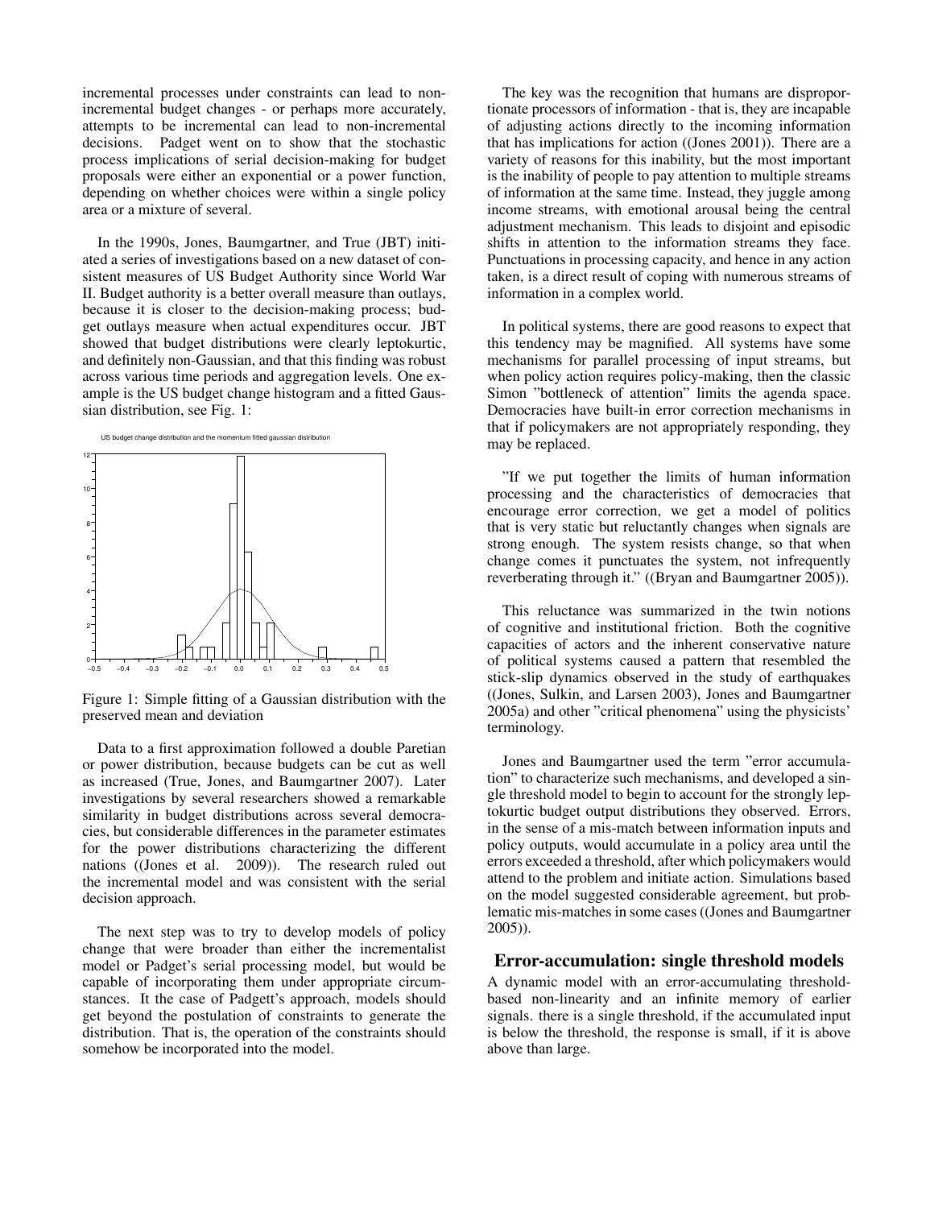incremental processes under constraints can lead to non-incremental budget changes - or perhaps more accurately, attempts to be incremental can lead to non-incremental decisions. Padget went on to show that the stochastic process implications of serial decision-making for budget proposals were either an exponential or a power function, depending on whether choices were within a single policy area or a mixture of several.

In the 1990s, Jones, Baumgartner, and True (JBT) initiated a series of investigations based on a new dataset of consistent measures of US Budget Authority since World War II. Budget authority is a better overall measure than outlays, because it is closer to the decision-making process; budget outlays measure when actual expenditures occur. JBT showed that budget distributions were clearly leptokurtic, and definitely non-Gaussian, and that this finding was robust across various time periods and aggregation levels. One example is the US budget change histogram and a fitted Gaussian distribution, see Fig. 1:

Figure 1: Simple fitting of a Gaussian distribution with the preserved mean and deviation

Data to a first approximation followed a double Paretian or power distribution, because budgets can be cut as well as increased (True, Jones, and Baumgartner 2007). Later investigations by several researchers showed a remarkable similarity in budget distributions across several democracies, but considerable differences in the parameter estimates for the power distributions characterizing the different nations ((Jones et al. 2009)). The research ruled out the incremental model and was consistent with the serial decision approach.

The next step was to try to develop models of policy change that were broader than either the incrementalist model or Padget's serial processing model, but would be capable of incorporating them under appropriate circumstances. It the case of Padgett's approach, models should get beyond the postulation of constraints to generate the distribution. That is, the operation of the constraints should somehow be incorporated into the model.

The key was the recognition that humans are disproportionate processors of information - that is, they are incapable of adjusting actions directly to the incoming information that has implications for action ((Jones 2001)). There are a variety of reasons for this inability, but the most important is the inability of people to pay attention to multiple streams of information at the same time. Instead, they juggle among income streams, with emotional arousal being the central adjustment mechanism. This leads to disjoint and episodic shifts in attention to the information streams they face. Punctuations in processing capacity, and hence in any action taken, is a direct result of coping with numerous streams of information in a complex world.

In political systems, there are good reasons to expect that this tendency may be magnified. All systems have some mechanisms for parallel processing of input streams, but when policy action requires policy-making, then the classic Simon "bottleneck of attention" limits the agenda space. Democracies have built-in error correction mechanisms in that if policymakers are not appropriately responding, they may be replaced.

"If we put together the limits of human information processing and the characteristics of democracies that encourage error correction, we get a model of politics that is very static but reluctantly changes when signals are strong enough. The system resists change, so that when change comes it punctuates the system, not infrequently reverberating through it." ((Bryan and Baumgartner 2005)).

This reluctance was summarized in the twin notions of cognitive and institutional friction. Both the cognitive capacities of actors and the inherent conservative nature of political systems caused a pattern that resembled the stick-slip dynamics observed in the study of earthquakes ((Jones, Sulkin, and Larsen 2003), Jones and Baumgartner 2005a) and other "critical phenomena" using the physicists' terminology.

Jones and Baumgartner used the term "error accumulation" to characterize such mechanisms, and developed a single threshold model to begin to account for the strongly leptokurtic budget output distributions they observed. Errors, in the sense of a mis-match between information inputs and policy outputs, would accumulate in a policy area until the errors exceeded a threshold, after which policymakers would attend to the problem and initiate action. Simulations based on the model suggested considerable agreement, but problematic mis-matches in some cases ((Jones and Baumgartner 2005)).

## Error-accumulation: single threshold models

A dynamic model with an error-accumulating threshold-based non-linearity and an infinite memory of earlier signals. there is a single threshold, if the accumulated input is below the threshold, the response is small, if it is above above than large.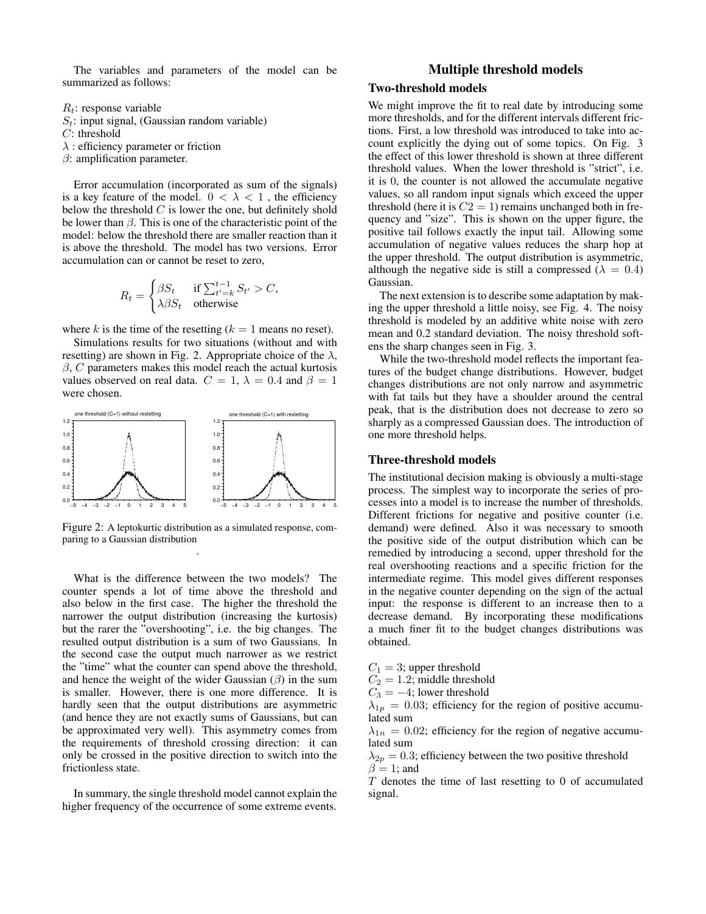The variables and parameters of the model can be summarized as follows:

$R_t$: response variable
$S_t$: input signal, (Gaussian random variable)
$C$: threshold
$\lambda$ : efficiency parameter or friction
$\beta$: amplification parameter.

Error accumulation (incorporated as sum of the signals) is a key feature of the model. $0 < \lambda < 1$ , the efficiency below the threshold $C$ is lower the one, but definitely shold be lower than $\beta$. This is one of the characteristic point of the model: below the threshold there are smaller reaction than it is above the threshold. The model has two versions. Error accumulation can or cannot be reset to zero,

$$R_t = \begin{cases} \beta S_t & \text{if } \sum_{t'=k}^{t-1} S_{t'} > C, \\ \lambda \beta S_t & \text{otherwise} \end{cases}$$

where $k$ is the time of the resetting ($k = 1$ means no reset).

Simulations results for two situations (without and with resetting) are shown in Fig. 2. Appropriate choice of the $\lambda$, $\beta$, $C$ parameters makes this model reach the actual kurtosis values observed on real data. $C = 1$, $\lambda = 0.4$ and $\beta = 1$ were chosen.

Figure 2: A leptokurtic distribution as a simulated response, comparing to a Gaussian distribution

What is the difference between the two models? The counter spends a lot of time above the threshold and also below in the first case. The higher the threshold the narrower the output distribution (increasing the kurtosis) but the rarer the "overshooting", i.e. the big changes. The resulted output distribution is a sum of two Gaussians. In the second case the output much narrower as we restrict the "time" what the counter can spend above the threshold, and hence the weight of the wider Gaussian ($\beta$) in the sum is smaller. However, there is one more difference. It is hardly seen that the output distributions are asymmetric (and hence they are not exactly sums of Gaussians, but can be approximated very well). This asymmetry comes from the requirements of threshold crossing direction: it can only be crossed in the positive direction to switch into the frictionless state.

In summary, the single threshold model cannot explain the higher frequency of the occurrence of some extreme events.

# Multiple threshold models

## Two-threshold models

We might improve the fit to real date by introducing some more thresholds, and for the different intervals different frictions. First, a low threshold was introduced to take into account explicitly the dying out of some topics. On Fig. 3 the effect of this lower threshold is shown at three different threshold values. When the lower threshold is "strict", i.e. it is 0, the counter is not allowed the accumulate negative values, so all random input signals which exceed the upper threshold (here it is $C2 = 1$) remains unchanged both in frequency and "size". This is shown on the upper figure, the positive tail follows exactly the input tail. Allowing some accumulation of negative values reduces the sharp hop at the upper threshold. The output distribution is asymmetric, although the negative side is still a compressed ($\lambda = 0.4$) Gaussian.

The next extension is to describe some adaptation by making the upper threshold a little noisy, see Fig. 4. The noisy threshold is modeled by an additive white noise with zero mean and 0.2 standard deviation. The noisy threshold softens the sharp changes seen in Fig. 3.

While the two-threshold model reflects the important features of the budget change distributions. However, budget changes distributions are not only narrow and asymmetric with fat tails but they have a shoulder around the central peak, that is the distribution does not decrease to zero so sharply as a compressed Gaussian does. The introduction of one more threshold helps.

## Three-threshold models

The institutional decision making is obviously a multi-stage process. The simplest way to incorporate the series of processes into a model is to increase the number of thresholds. Different frictions for negative and positive counter (i.e. demand) were defined. Also it was necessary to smooth the positive side of the output distribution which can be remedied by introducing a second, upper threshold for the real overshooting reactions and a specific friction for the intermediate regime. This model gives different responses in the negative counter depending on the sign of the actual input: the response is different to an increase then to a decrease demand. By incorporating these modifications a much finer fit to the budget changes distributions was obtained.

$C_1 = 3$; upper threshold
$C_2 = 1.2$; middle threshold
$C_3 = -4$; lower threshold
$\lambda_{1p} = 0.03$; efficiency for the region of positive accumulated sum
$\lambda_{1n} = 0.02$; efficiency for the region of negative accumulated sum
$\lambda_{2p} = 0.3$; efficiency between the two positive threshold
$\beta = 1$; and
$T$ denotes the time of last resetting to 0 of accumulated signal.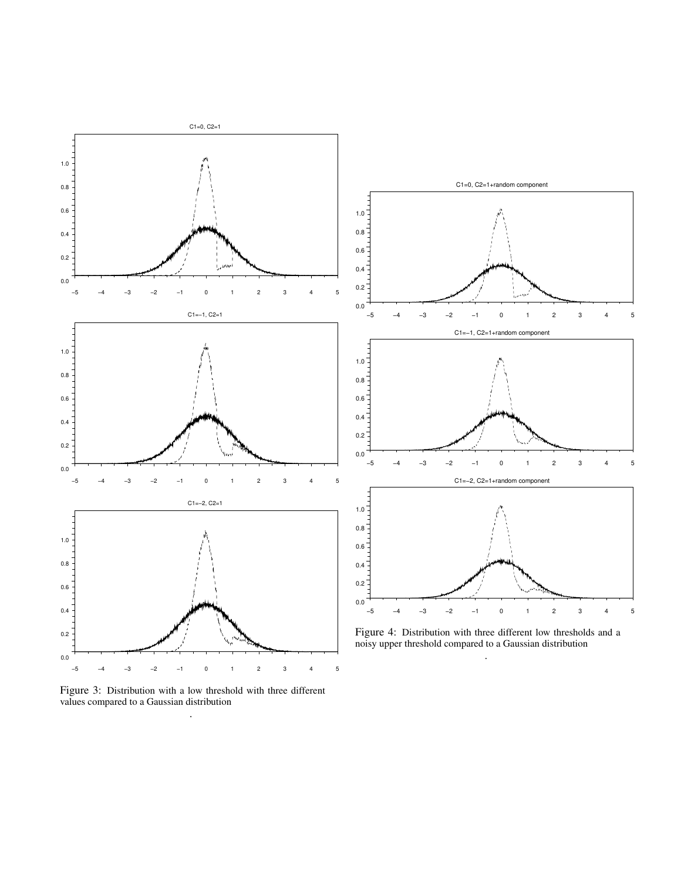C1=0, C2=1

C1=−1, C2=1

C1=−2, C2=1

Figure 3: Distribution with a low threshold with three different values compared to a Gaussian distribution

.

C1=0, C2=1+random component

C1=−1, C2=1+random component

C1=−2, C2=1+random component

Figure 4: Distribution with three different low thresholds and a noisy upper threshold compared to a Gaussian distribution

.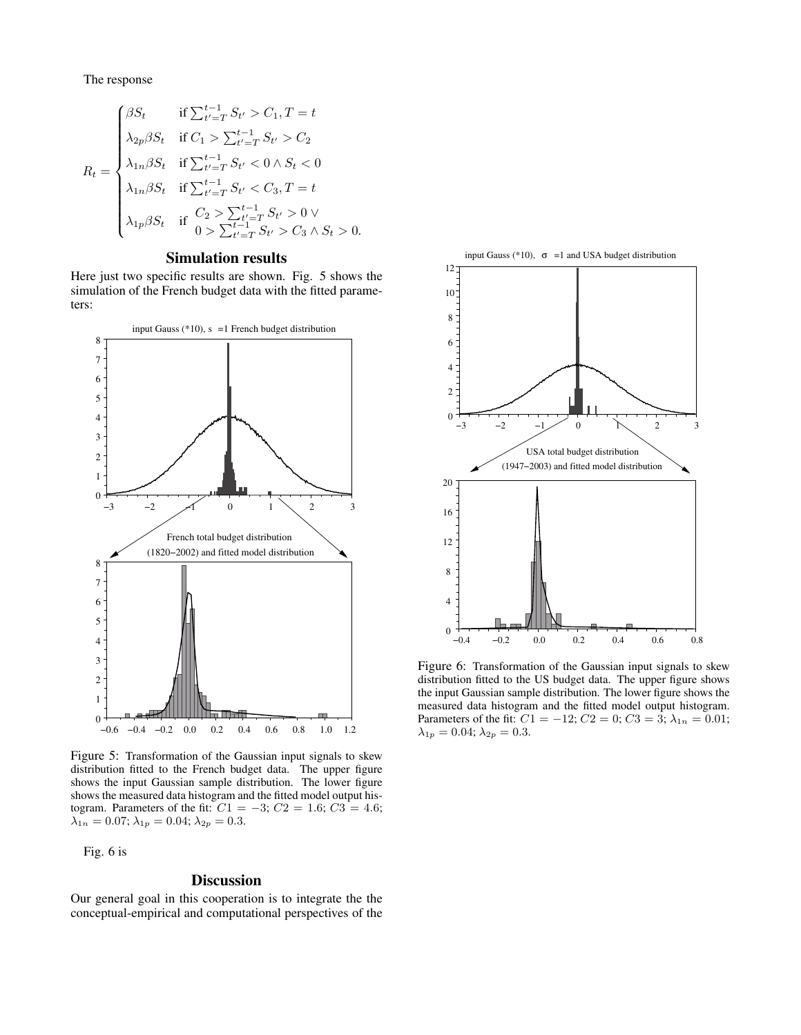The response

$$
R_t = \begin{cases} \beta S_t & \text{if } \sum_{t'=T}^{t-1} S_{t'} > C_1, T = t \\ \lambda_{2p}\beta S_t & \text{if } C_1 > \sum_{t'=T}^{t-1} S_{t'} > C_2 \\ \lambda_{1n}\beta S_t & \text{if } \sum_{t'=T}^{t-1} S_{t'} < 0 \wedge S_t < 0 \\ \lambda_{1n}\beta S_t & \text{if } \sum_{t'=T}^{t-1} S_{t'} < C_3, T = t \\ \lambda_{1p}\beta S_t & \text{if } \begin{array}{l} C_2 > \sum_{t'=T}^{t-1} S_{t'} > 0 \vee \\ 0 > \sum_{t'=T}^{t-1} S_{t'} > C_3 \wedge S_t > 0. \end{array} \end{cases}
$$

## Simulation results

Here just two specific results are shown. Fig. 5 shows the simulation of the French budget data with the fitted parameters:

Figure 5: Transformation of the Gaussian input signals to skew distribution fitted to the French budget data. The upper figure shows the input Gaussian sample distribution. The lower figure shows the measured data histogram and the fitted model output histogram. Parameters of the fit: $C1 = -3$; $C2 = 1.6$; $C3 = 4.6$; $\lambda_{1n} = 0.07$; $\lambda_{1p} = 0.04$; $\lambda_{2p} = 0.3$.

Fig. 6 is

Figure 6: Transformation of the Gaussian input signals to skew distribution fitted to the US budget data. The upper figure shows the input Gaussian sample distribution. The lower figure shows the measured data histogram and the fitted model output histogram. Parameters of the fit: $C1 = -12$; $C2 = 0$; $C3 = 3$; $\lambda_{1n} = 0.01$; $\lambda_{1p} = 0.04$; $\lambda_{2p} = 0.3$.

## Discussion

Our general goal in this cooperation is to integrate the the conceptual-empirical and computational perspectives of the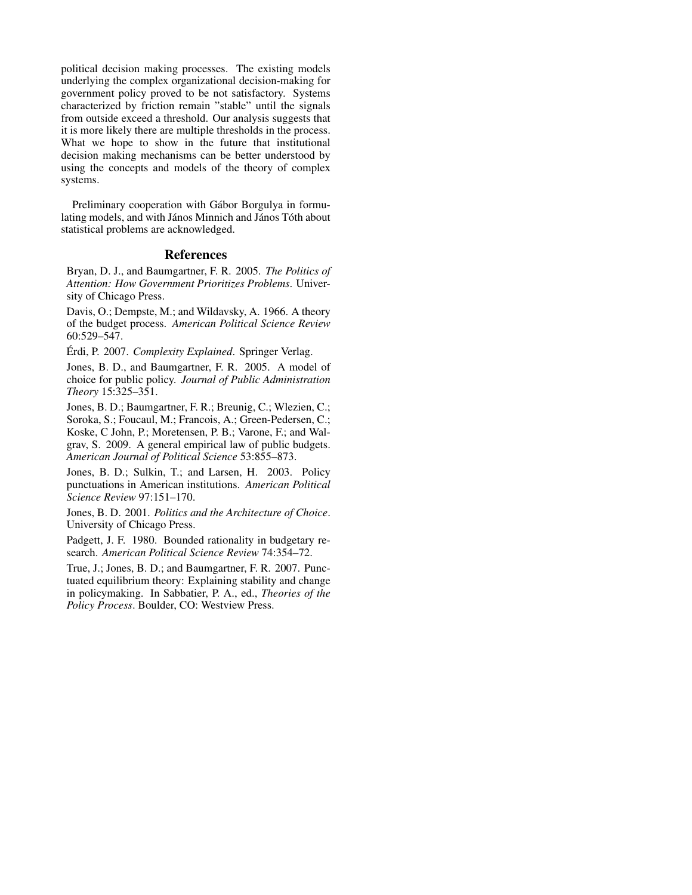political decision making processes. The existing models underlying the complex organizational decision-making for government policy proved to be not satisfactory. Systems characterized by friction remain "stable" until the signals from outside exceed a threshold. Our analysis suggests that it is more likely there are multiple thresholds in the process. What we hope to show in the future that institutional decision making mechanisms can be better understood by using the concepts and models of the theory of complex systems.

Preliminary cooperation with Gábor Borgulya in formulating models, and with János Minnich and János Tóth about statistical problems are acknowledged.

## References

Bryan, D. J., and Baumgartner, F. R. 2005. *The Politics of Attention: How Government Prioritizes Problems*. University of Chicago Press.

Davis, O.; Dempste, M.; and Wildavsky, A. 1966. A theory of the budget process. *American Political Science Review* 60:529–547.

Érdi, P. 2007. *Complexity Explained*. Springer Verlag.

Jones, B. D., and Baumgartner, F. R. 2005. A model of choice for public policy. *Journal of Public Administration Theory* 15:325–351.

Jones, B. D.; Baumgartner, F. R.; Breunig, C.; Wlezien, C.; Soroka, S.; Foucaul, M.; Francois, A.; Green-Pedersen, C.; Koske, C John, P.; Moretensen, P. B.; Varone, F.; and Walgrav, S. 2009. A general empirical law of public budgets. *American Journal of Political Science* 53:855–873.

Jones, B. D.; Sulkin, T.; and Larsen, H. 2003. Policy punctuations in American institutions. *American Political Science Review* 97:151–170.

Jones, B. D. 2001. *Politics and the Architecture of Choice*. University of Chicago Press.

Padgett, J. F. 1980. Bounded rationality in budgetary research. *American Political Science Review* 74:354–72.

True, J.; Jones, B. D.; and Baumgartner, F. R. 2007. Punctuated equilibrium theory: Explaining stability and change in policymaking. In Sabbatier, P. A., ed., *Theories of the Policy Process*. Boulder, CO: Westview Press.